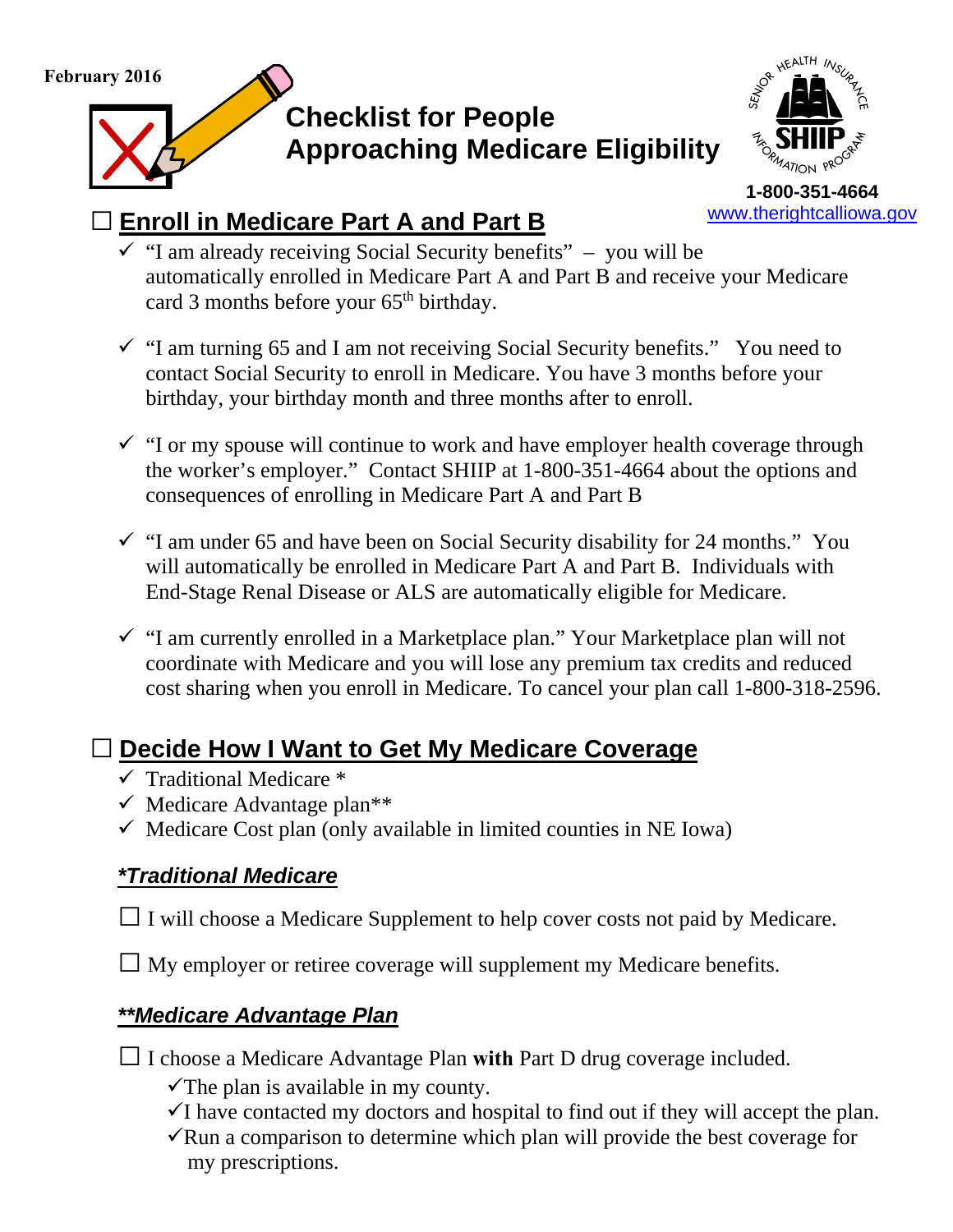February 2016

# Checklist for People Approaching Medicare Eligibility

SENIOR HEALTH INSURANCE INFORMATION PROGRAM
SHIIP
1-800-351-4664
www.therightcalliowa.gov

## ☐ Enroll in Medicare Part A and Part B

- ✓ "I am already receiving Social Security benefits" – you will be automatically enrolled in Medicare Part A and Part B and receive your Medicare card 3 months before your 65th birthday.
- ✓ "I am turning 65 and I am not receiving Social Security benefits." You need to contact Social Security to enroll in Medicare. You have 3 months before your birthday, your birthday month and three months after to enroll.
- ✓ "I or my spouse will continue to work and have employer health coverage through the worker's employer." Contact SHIIP at 1-800-351-4664 about the options and consequences of enrolling in Medicare Part A and Part B
- ✓ "I am under 65 and have been on Social Security disability for 24 months." You will automatically be enrolled in Medicare Part A and Part B. Individuals with End-Stage Renal Disease or ALS are automatically eligible for Medicare.
- ✓ "I am currently enrolled in a Marketplace plan." Your Marketplace plan will not coordinate with Medicare and you will lose any premium tax credits and reduced cost sharing when you enroll in Medicare. To cancel your plan call 1-800-318-2596.

## ☐ Decide How I Want to Get My Medicare Coverage

- ✓ Traditional Medicare *
- ✓ Medicare Advantage plan**
- ✓ Medicare Cost plan (only available in limited counties in NE Iowa)

### *Traditional Medicare

☐ I will choose a Medicare Supplement to help cover costs not paid by Medicare.

☐ My employer or retiree coverage will supplement my Medicare benefits.

### **Medicare Advantage Plan

☐ I choose a Medicare Advantage Plan **with** Part D drug coverage included.

- ✓The plan is available in my county.
- ✓I have contacted my doctors and hospital to find out if they will accept the plan.
- ✓Run a comparison to determine which plan will provide the best coverage for my prescriptions.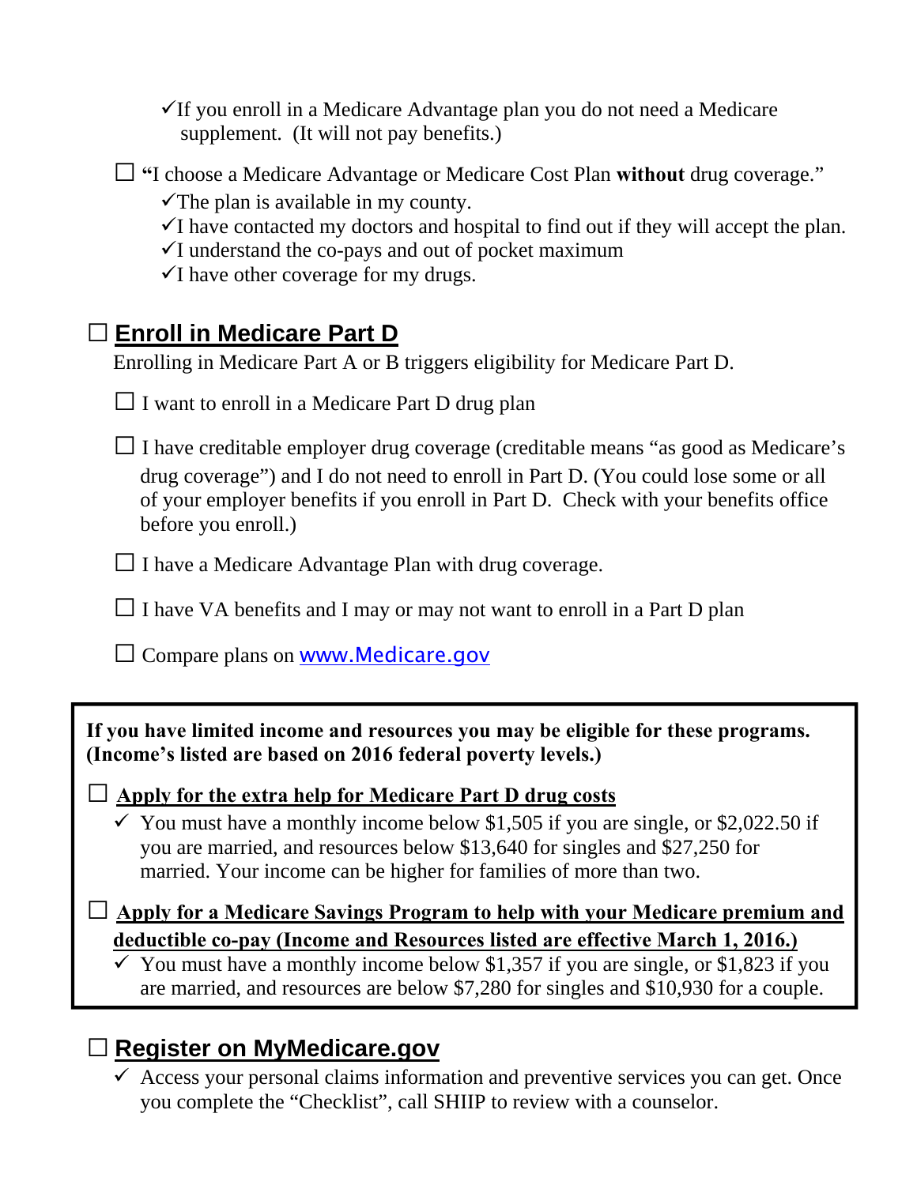- ✓If you enroll in a Medicare Advantage plan you do not need a Medicare supplement. (It will not pay benefits.)

☐ "I choose a Medicare Advantage or Medicare Cost Plan **without** drug coverage."
- ✓The plan is available in my county.
- ✓I have contacted my doctors and hospital to find out if they will accept the plan.
- ✓I understand the co-pays and out of pocket maximum
- ✓I have other coverage for my drugs.

## ☐ Enroll in Medicare Part D

Enrolling in Medicare Part A or B triggers eligibility for Medicare Part D.

☐ I want to enroll in a Medicare Part D drug plan

☐ I have creditable employer drug coverage (creditable means "as good as Medicare's drug coverage") and I do not need to enroll in Part D. (You could lose some or all of your employer benefits if you enroll in Part D. Check with your benefits office before you enroll.)

☐ I have a Medicare Advantage Plan with drug coverage.

☐ I have VA benefits and I may or may not want to enroll in a Part D plan

☐ Compare plans on www.Medicare.gov

**If you have limited income and resources you may be eligible for these programs. (Income's listed are based on 2016 federal poverty levels.)**

☐ **Apply for the extra help for Medicare Part D drug costs**
- ✓ You must have a monthly income below $1,505 if you are single, or $2,022.50 if you are married, and resources below $13,640 for singles and $27,250 for married. Your income can be higher for families of more than two.

☐ **Apply for a Medicare Savings Program to help with your Medicare premium and deductible co-pay (Income and Resources listed are effective March 1, 2016.)**
- ✓ You must have a monthly income below $1,357 if you are single, or $1,823 if you are married, and resources are below $7,280 for singles and $10,930 for a couple.

## ☐ Register on MyMedicare.gov

- ✓ Access your personal claims information and preventive services you can get. Once you complete the "Checklist", call SHIIP to review with a counselor.